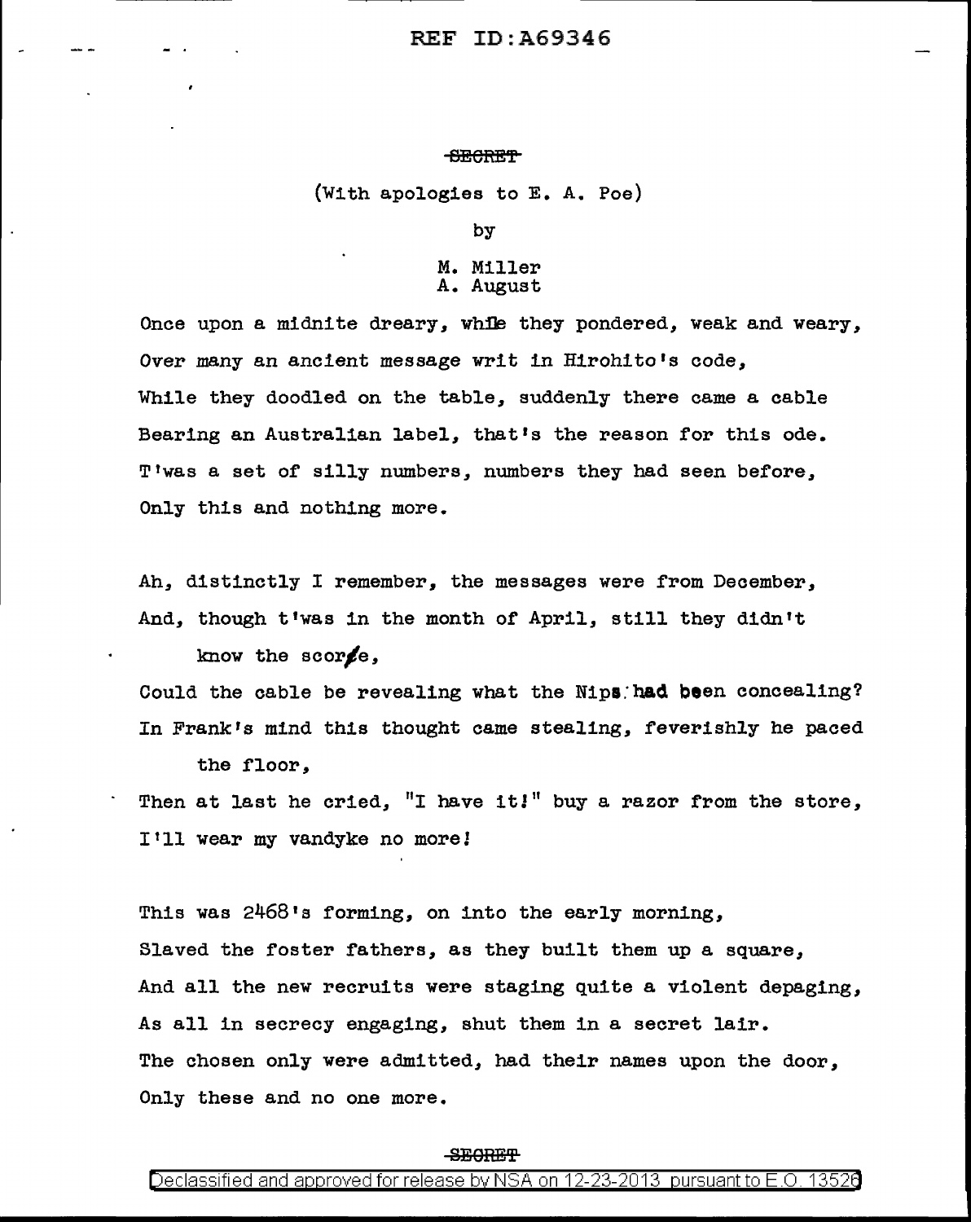~~SECRET~~

(With apologies to E. A. Poe)

by

M. Miller
A. August

Once upon a midnite dreary, while they pondered, weak and weary,
Over many an ancient message writ in Hirohito's code,
While they doodled on the table, suddenly there came a cable
Bearing an Australian label, that's the reason for this ode.
T'was a set of silly numbers, numbers they had seen before,
Only this and nothing more.

Ah, distinctly I remember, the messages were from December,
And, though t'was in the month of April, still they didn't
know the score,
Could the cable be revealing what the Nips had been concealing?
In Frank's mind this thought came stealing, feverishly he paced
the floor,
Then at last he cried, "I have it!" buy a razor from the store,
I'll wear my vandyke no more!

This was 2468's forming, on into the early morning,
Slaved the foster fathers, as they built them up a square,
And all the new recruits were staging quite a violent depaging,
As all in secrecy engaging, shut them in a secret lair.
The chosen only were admitted, had their names upon the door,
Only these and no one more.

~~SECRET~~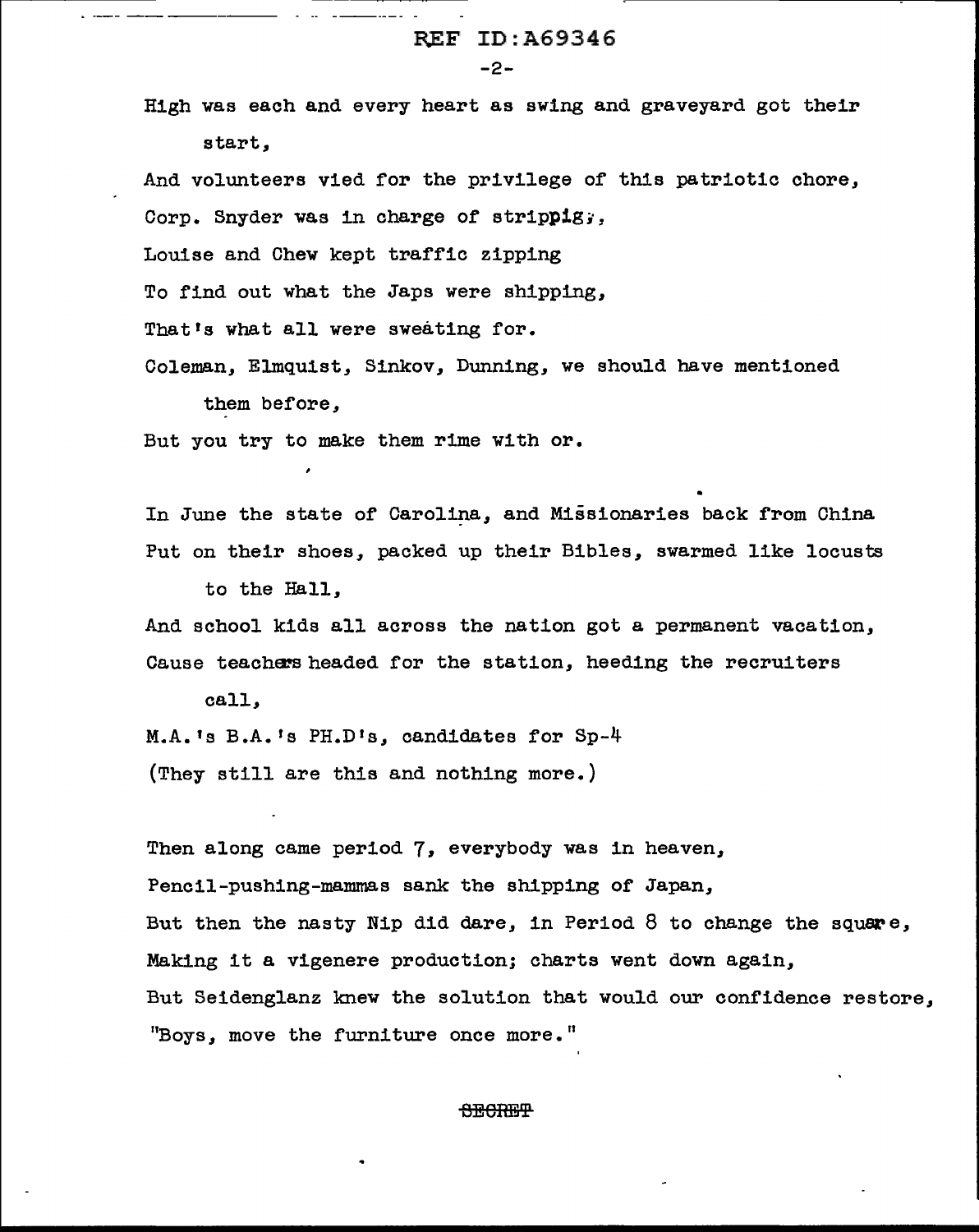High was each and every heart as swing and graveyard got their start,

And volunteers vied for the privilege of this patriotic chore,

Corp. Snyder was in charge of strippig,

Louise and Chew kept traffic zipping

To find out what the Japs were shipping,

That's what all were sweating for.

Coleman, Elmquist, Sinkov, Dunning, we should have mentioned them before,

But you try to make them rime with or.

In June the state of Carolina, and Missionaries back from China

Put on their shoes, packed up their Bibles, swarmed like locusts to the Hall,

And school kids all across the nation got a permanent vacation,

Cause teachers headed for the station, heeding the recruiters call,

M.A.'s B.A.'s PH.D's, candidates for Sp-4

(They still are this and nothing more.)

Then along came period 7, everybody was in heaven,

Pencil-pushing-mammas sank the shipping of Japan,

But then the nasty Nip did dare, in Period 8 to change the square,

Making it a vigenere production; charts went down again,

But Seidenglanz knew the solution that would our confidence restore,

"Boys, move the furniture once more."

~~SECRET~~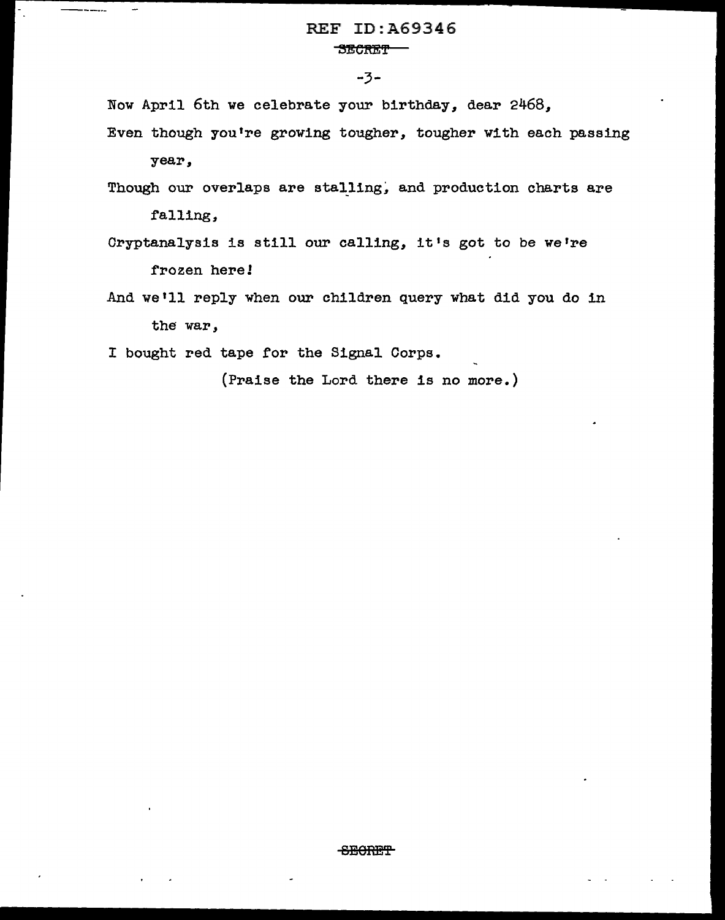Now April 6th we celebrate your birthday, dear 2468,

Even though you're growing tougher, tougher with each passing year,

Though our overlaps are stalling, and production charts are falling,

Cryptanalysis is still our calling, it's got to be we're frozen here!

And we'll reply when our children query what did you do in the war,

I bought red tape for the Signal Corps.

(Praise the Lord there is no more.)